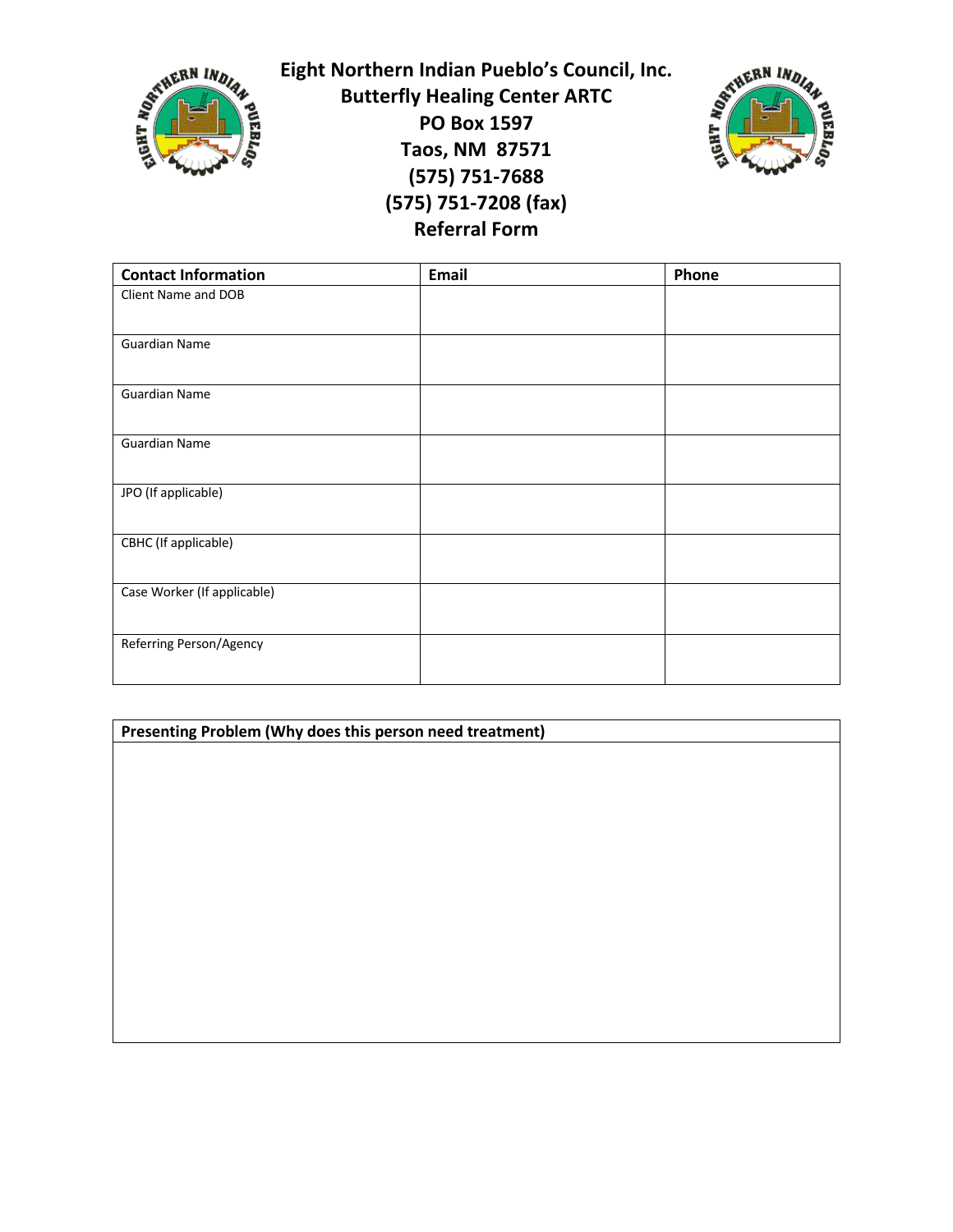# Eight Northern Indian Pueblo's Council, Inc.
## Butterfly Healing Center ARTC
**PO Box 1597**
**Taos, NM 87571**
**(575) 751-7688**
**(575) 751-7208 (fax)**
## Referral Form

| Contact Information | Email | Phone |
|---|---|---|
| Client Name and DOB | | |
| Guardian Name | | |
| Guardian Name | | |
| Guardian Name | | |
| JPO (If applicable) | | |
| CBHC (If applicable) | | |
| Case Worker (If applicable) | | |
| Referring Person/Agency | | |

| Presenting Problem (Why does this person need treatment) |
|---|
| |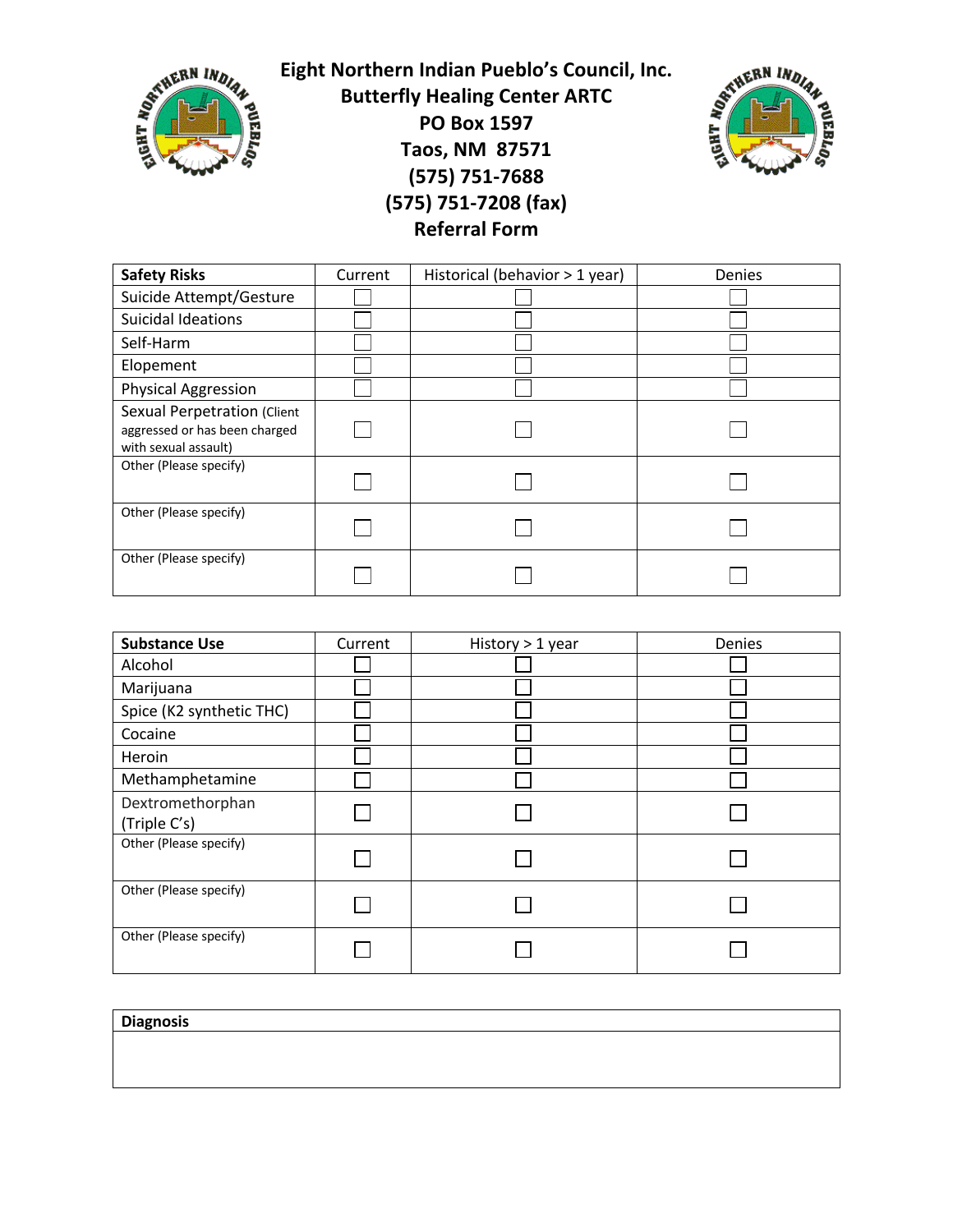# Eight Northern Indian Pueblo's Council, Inc.
## Butterfly Healing Center ARTC
**PO Box 1597**
**Taos, NM 87571**
**(575) 751-7688**
**(575) 751-7208 (fax)**
## Referral Form

| **Safety Risks** | Current | Historical (behavior > 1 year) | Denies |
|---|---|---|---|
| Suicide Attempt/Gesture | ☐ | ☐ | ☐ |
| Suicidal Ideations | ☐ | ☐ | ☐ |
| Self-Harm | ☐ | ☐ | ☐ |
| Elopement | ☐ | ☐ | ☐ |
| Physical Aggression | ☐ | ☐ | ☐ |
| Sexual Perpetration (Client aggressed or has been charged with sexual assault) | ☐ | ☐ | ☐ |
| Other (Please specify) | ☐ | ☐ | ☐ |
| Other (Please specify) | ☐ | ☐ | ☐ |
| Other (Please specify) | ☐ | ☐ | ☐ |

| **Substance Use** | Current | History > 1 year | Denies |
|---|---|---|---|
| Alcohol | ☐ | ☐ | ☐ |
| Marijuana | ☐ | ☐ | ☐ |
| Spice (K2 synthetic THC) | ☐ | ☐ | ☐ |
| Cocaine | ☐ | ☐ | ☐ |
| Heroin | ☐ | ☐ | ☐ |
| Methamphetamine | ☐ | ☐ | ☐ |
| Dextromethorphan (Triple C's) | ☐ | ☐ | ☐ |
| Other (Please specify) | ☐ | ☐ | ☐ |
| Other (Please specify) | ☐ | ☐ | ☐ |
| Other (Please specify) | ☐ | ☐ | ☐ |

| **Diagnosis** |
|---|
| |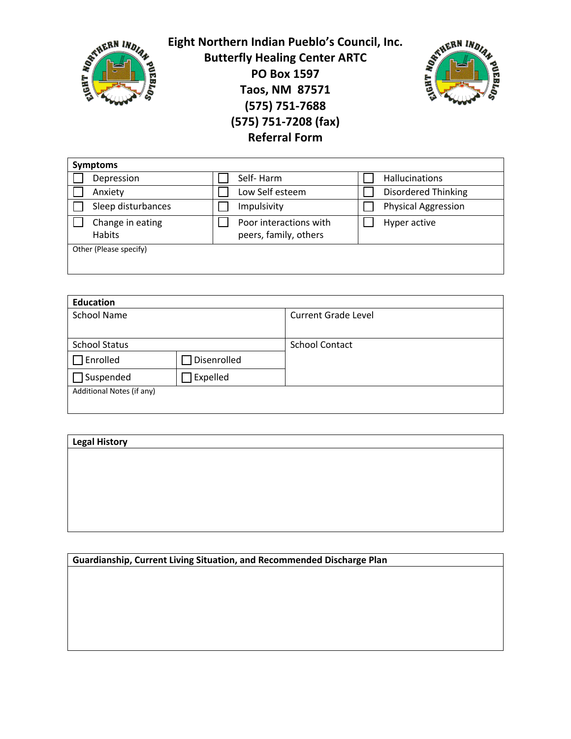# Eight Northern Indian Pueblo's Council, Inc.
## Butterfly Healing Center ARTC
**PO Box 1597**
**Taos, NM 87571**
**(575) 751-7688**
**(575) 751-7208 (fax)**
**Referral Form**

| **Symptoms** | | |
|---|---|---|
| ☐ Depression | ☐ Self- Harm | ☐ Hallucinations |
| ☐ Anxiety | ☐ Low Self esteem | ☐ Disordered Thinking |
| ☐ Sleep disturbances | ☐ Impulsivity | ☐ Physical Aggression |
| ☐ Change in eating Habits | ☐ Poor interactions with peers, family, others | ☐ Hyper active |
| Other (Please specify) | | |

| **Education** | | |
|---|---|---|
| School Name | | Current Grade Level |
| School Status | | School Contact |
| ☐ Enrolled | ☐ Disenrolled | |
| ☐ Suspended | ☐ Expelled | |
| Additional Notes (if any) | | |

| **Legal History** |
|---|
| |

| **Guardianship, Current Living Situation, and Recommended Discharge Plan** |
|---|
| |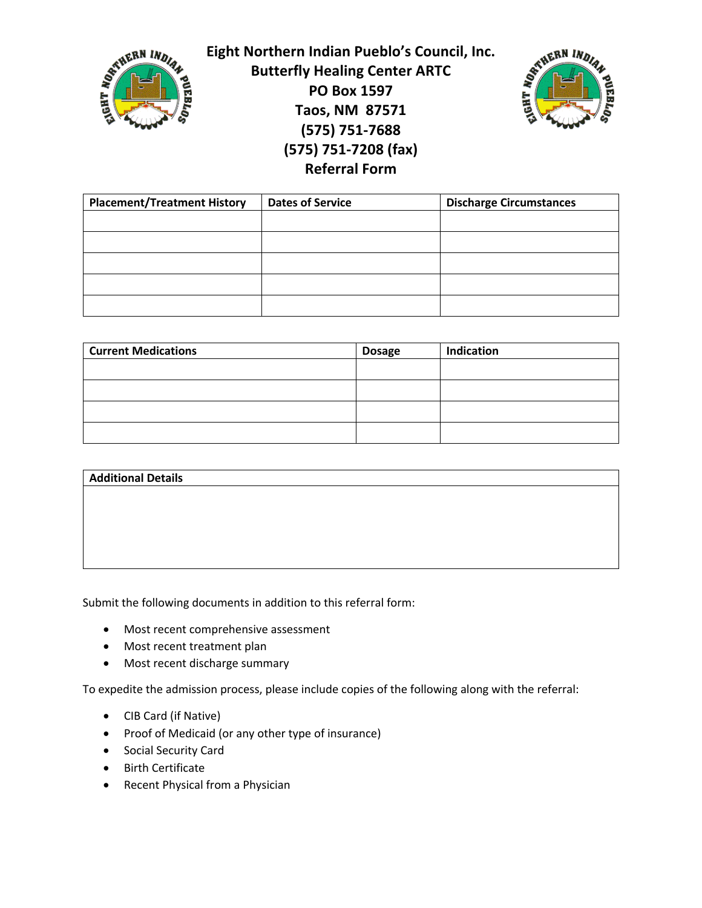**Eight Northern Indian Pueblo's Council, Inc.**
**Butterfly Healing Center ARTC**
**PO Box 1597**
**Taos, NM 87571**
**(575) 751-7688**
**(575) 751-7208 (fax)**

# Referral Form

| Placement/Treatment History | Dates of Service | Discharge Circumstances |
|---|---|---|
| | | |
| | | |
| | | |
| | | |
| | | |

| Current Medications | Dosage | Indication |
|---|---|---|
| | | |
| | | |
| | | |
| | | |

| Additional Details |
|---|
| |

Submit the following documents in addition to this referral form:

- Most recent comprehensive assessment
- Most recent treatment plan
- Most recent discharge summary

To expedite the admission process, please include copies of the following along with the referral:

- CIB Card (if Native)
- Proof of Medicaid (or any other type of insurance)
- Social Security Card
- Birth Certificate
- Recent Physical from a Physician